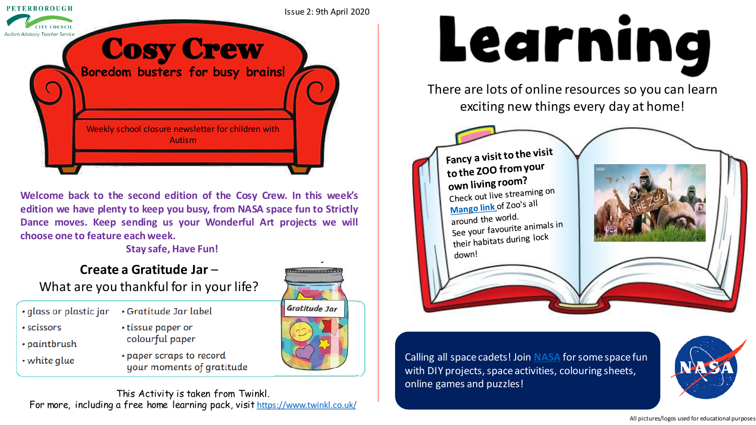Peterborough City Council
Autism Advisory Teacher Service

Issue 2: 9th April 2020

# Cosy Crew

**Boredom busters for busy brains!**

Weekly school closure newsletter for children with Autism

**Welcome back to the second edition of the Cosy Crew. In this week's edition we have plenty to keep you busy, from NASA space fun to Strictly Dance moves. Keep sending us your Wonderful Art projects we will choose one to feature each week.**

**Stay safe, Have Fun!**

## Create a Gratitude Jar –

What are you thankful for in your life?

- glass or plastic jar
- scissors
- paintbrush
- white glue
- Gratitude Jar label
- tissue paper or colourful paper
- paper scraps to record your moments of gratitude

Gratitude Jar

This Activity is taken from Twinkl.
For more, including a free home learning pack, visit https://www.twinkl.co.uk/

# Learning

There are lots of online resources so you can learn exciting new things every day at home!

**Fancy a visit to the visit to the ZOO from your own living room?**

Check out live streaming on Mango link of Zoo's all around the world.
See your favourite animals in their habitats during lock down!

Calling all space cadets! Join NASA for some space fun with DIY projects, space activities, colouring sheets, online games and puzzles!

All pictures/logos used for educational purposes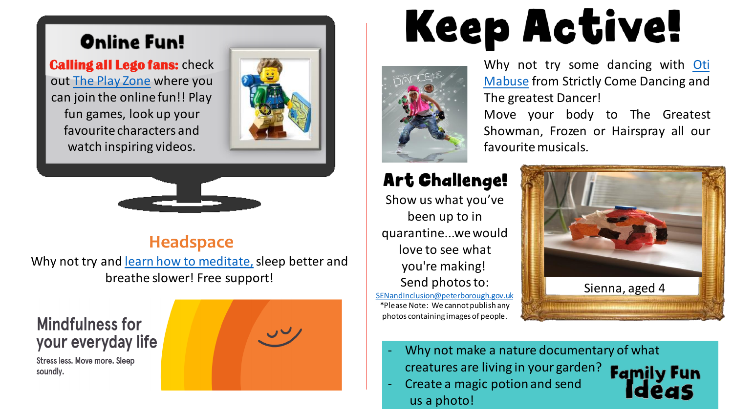## Online Fun!

**Calling all Lego fans:** check out The Play Zone where you can join the online fun!! Play fun games, look up your favourite characters and watch inspiring videos.

## Headspace

Why not try and learn how to meditate, sleep better and breathe slower! Free support!

Mindfulness for your everyday life

Stress less. Move more. Sleep soundly.

# Keep Active!

Why not try some dancing with Oti Mabuse from Strictly Come Dancing and The greatest Dancer!

Move your body to The Greatest Showman, Frozen or Hairspray all our favourite musicals.

## Art Challenge!

Show us what you've been up to in quarantine...we would love to see what you're making!

Send photos to:

SENandInclusion@peterborough.gov.uk

*Please Note: We cannot publish any photos containing images of people.

Sienna, aged 4

## Family Fun Ideas

- Why not make a nature documentary of what creatures are living in your garden?
- Create a magic potion and send us a photo!